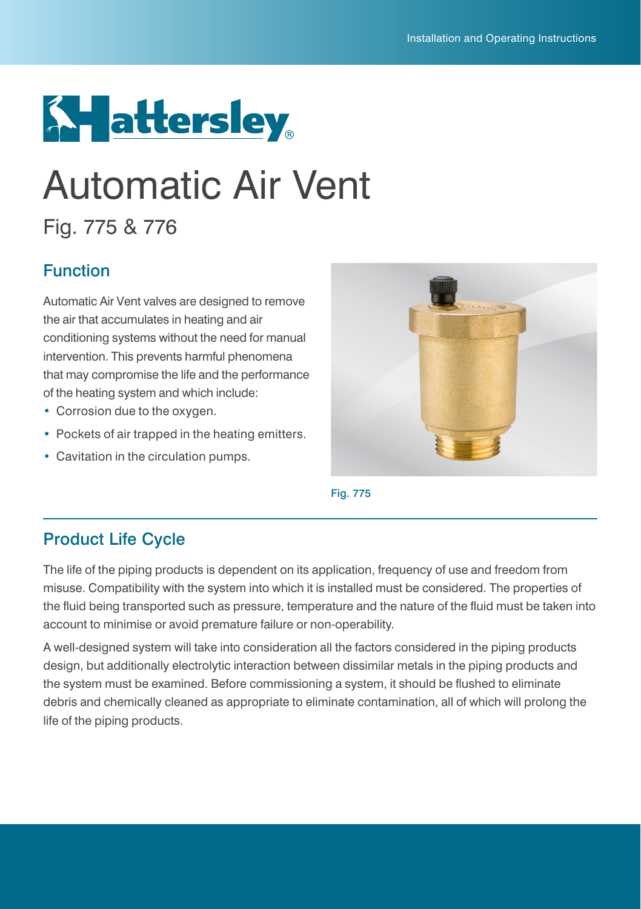# Automatic Air Vent

## Fig. 775 & 776

### Function

Automatic Air Vent valves are designed to remove the air that accumulates in heating and air conditioning systems without the need for manual intervention. This prevents harmful phenomena that may compromise the life and the performance of the heating system and which include:

- Corrosion due to the oxygen.
- Pockets of air trapped in the heating emitters.
- Cavitation in the circulation pumps.

Fig. 775

### Product Life Cycle

The life of the piping products is dependent on its application, frequency of use and freedom from misuse. Compatibility with the system into which it is installed must be considered. The properties of the fluid being transported such as pressure, temperature and the nature of the fluid must be taken into account to minimise or avoid premature failure or non-operability.

A well-designed system will take into consideration all the factors considered in the piping products design, but additionally electrolytic interaction between dissimilar metals in the piping products and the system must be examined. Before commissioning a system, it should be flushed to eliminate debris and chemically cleaned as appropriate to eliminate contamination, all of which will prolong the life of the piping products.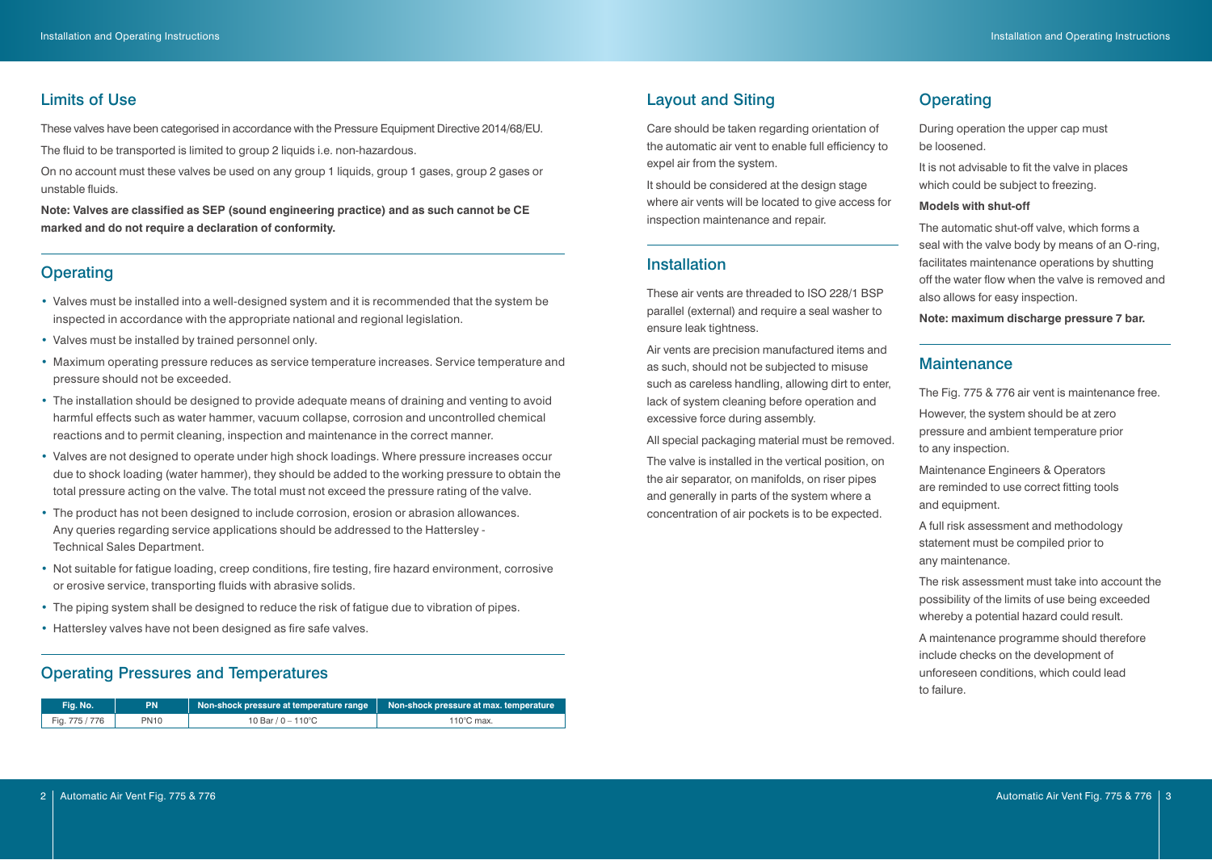## Limits of Use

These valves have been categorised in accordance with the Pressure Equipment Directive 2014/68/EU.

The fluid to be transported is limited to group 2 liquids i.e. non-hazardous.

On no account must these valves be used on any group 1 liquids, group 1 gases, group 2 gases or unstable fluids.

**Note: Valves are classified as SEP (sound engineering practice) and as such cannot be CE marked and do not require a declaration of conformity.**

## Operating

- Valves must be installed into a well-designed system and it is recommended that the system be inspected in accordance with the appropriate national and regional legislation.
- Valves must be installed by trained personnel only.
- Maximum operating pressure reduces as service temperature increases. Service temperature and pressure should not be exceeded.
- The installation should be designed to provide adequate means of draining and venting to avoid harmful effects such as water hammer, vacuum collapse, corrosion and uncontrolled chemical reactions and to permit cleaning, inspection and maintenance in the correct manner.
- Valves are not designed to operate under high shock loadings. Where pressure increases occur due to shock loading (water hammer), they should be added to the working pressure to obtain the total pressure acting on the valve. The total must not exceed the pressure rating of the valve.
- The product has not been designed to include corrosion, erosion or abrasion allowances. Any queries regarding service applications should be addressed to the Hattersley - Technical Sales Department.
- Not suitable for fatigue loading, creep conditions, fire testing, fire hazard environment, corrosive or erosive service, transporting fluids with abrasive solids.
- The piping system shall be designed to reduce the risk of fatigue due to vibration of pipes.
- Hattersley valves have not been designed as fire safe valves.

## Operating Pressures and Temperatures

| Fig. No. | PN | Non-shock pressure at temperature range | Non-shock pressure at max. temperature |
|---|---|---|---|
| Fig. 775 / 776 | PN10 | 10 Bar / 0 – 110°C | 110°C max. |

## Layout and Siting

Care should be taken regarding orientation of the automatic air vent to enable full efficiency to expel air from the system.

It should be considered at the design stage where air vents will be located to give access for inspection maintenance and repair.

## Installation

These air vents are threaded to ISO 228/1 BSP parallel (external) and require a seal washer to ensure leak tightness.

Air vents are precision manufactured items and as such, should not be subjected to misuse such as careless handling, allowing dirt to enter, lack of system cleaning before operation and excessive force during assembly.

All special packaging material must be removed.

The valve is installed in the vertical position, on the air separator, on manifolds, on riser pipes and generally in parts of the system where a concentration of air pockets is to be expected.

## Operating

During operation the upper cap must be loosened.

It is not advisable to fit the valve in places which could be subject to freezing.

**Models with shut-off**

The automatic shut-off valve, which forms a seal with the valve body by means of an O-ring, facilitates maintenance operations by shutting off the water flow when the valve is removed and also allows for easy inspection.

**Note: maximum discharge pressure 7 bar.**

## Maintenance

The Fig. 775 & 776 air vent is maintenance free.

However, the system should be at zero pressure and ambient temperature prior to any inspection.

Maintenance Engineers & Operators are reminded to use correct fitting tools and equipment.

A full risk assessment and methodology statement must be compiled prior to any maintenance.

The risk assessment must take into account the possibility of the limits of use being exceeded whereby a potential hazard could result.

A maintenance programme should therefore include checks on the development of unforeseen conditions, which could lead to failure.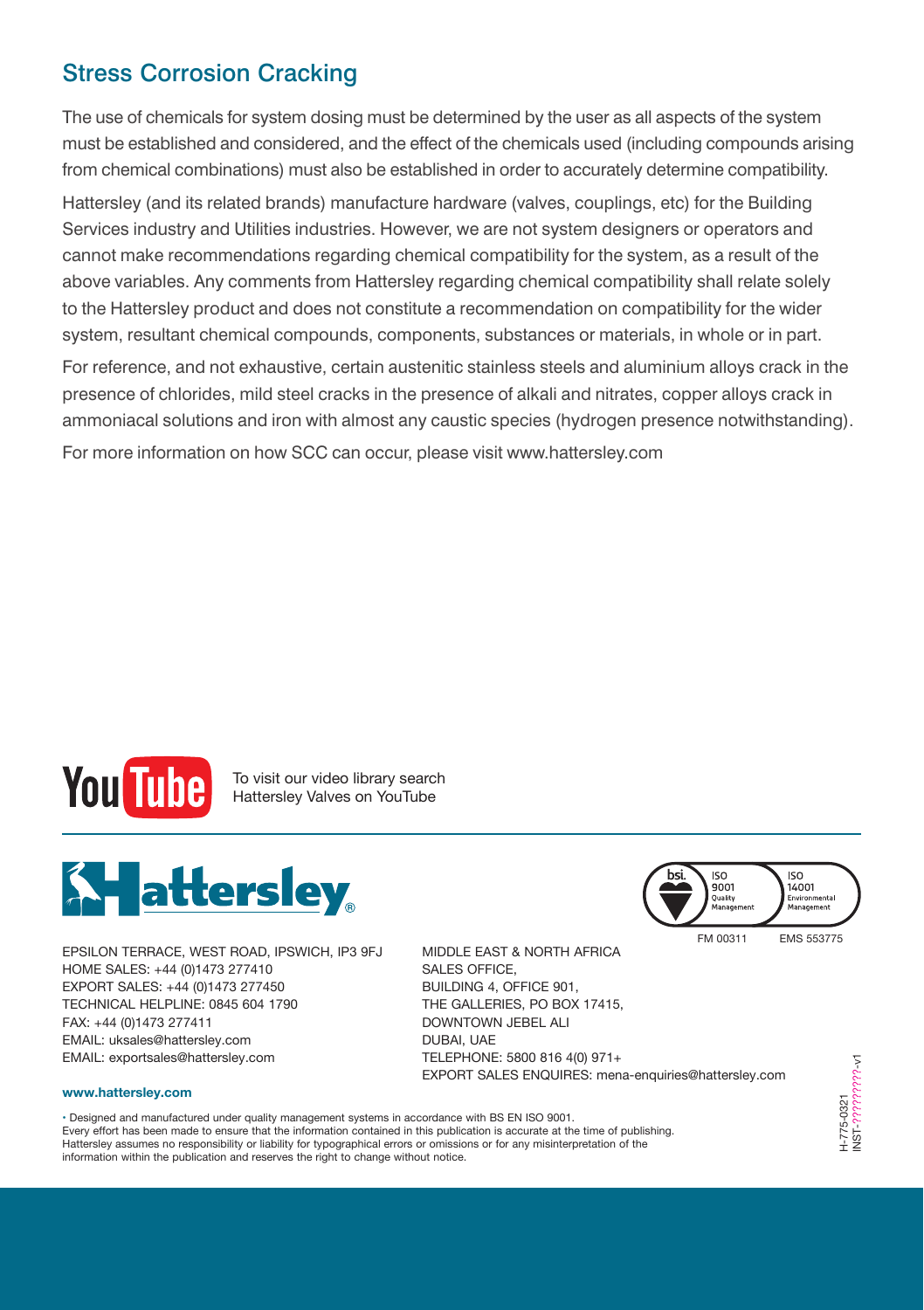## Stress Corrosion Cracking

The use of chemicals for system dosing must be determined by the user as all aspects of the system must be established and considered, and the effect of the chemicals used (including compounds arising from chemical combinations) must also be established in order to accurately determine compatibility.

Hattersley (and its related brands) manufacture hardware (valves, couplings, etc) for the Building Services industry and Utilities industries. However, we are not system designers or operators and cannot make recommendations regarding chemical compatibility for the system, as a result of the above variables. Any comments from Hattersley regarding chemical compatibility shall relate solely to the Hattersley product and does not constitute a recommendation on compatibility for the wider system, resultant chemical compounds, components, substances or materials, in whole or in part.

For reference, and not exhaustive, certain austenitic stainless steels and aluminium alloys crack in the presence of chlorides, mild steel cracks in the presence of alkali and nitrates, copper alloys crack in ammoniacal solutions and iron with almost any caustic species (hydrogen presence notwithstanding).

For more information on how SCC can occur, please visit www.hattersley.com

To visit our video library search Hattersley Valves on YouTube

FM 00311 EMS 553775

EPSILON TERRACE, WEST ROAD, IPSWICH, IP3 9FJ
HOME SALES: +44 (0)1473 277410
EXPORT SALES: +44 (0)1473 277450
TECHNICAL HELPLINE: 0845 604 1790
FAX: +44 (0)1473 277411
EMAIL: uksales@hattersley.com
EMAIL: exportsales@hattersley.com

MIDDLE EAST & NORTH AFRICA
SALES OFFICE,
BUILDING 4, OFFICE 901,
THE GALLERIES, PO BOX 17415,
DOWNTOWN JEBEL ALI
DUBAI, UAE
TELEPHONE: 5800 816 4(0) 971+
EXPORT SALES ENQUIRES: mena-enquiries@hattersley.com

**www.hattersley.com**

• Designed and manufactured under quality management systems in accordance with BS EN ISO 9001.
Every effort has been made to ensure that the information contained in this publication is accurate at the time of publishing. Hattersley assumes no responsibility or liability for typographical errors or omissions or for any misinterpretation of the information within the publication and reserves the right to change without notice.

H-775-0321
INST-?????????-v1